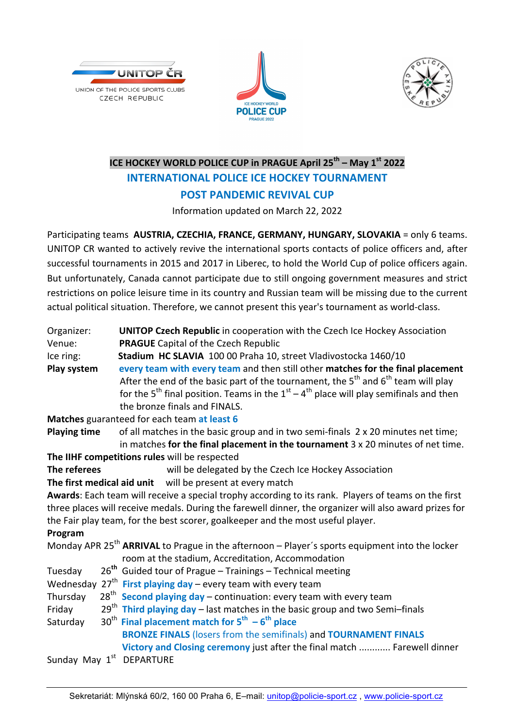UNITOP ČR

UNION OF THE POLICE SPORTS CLUBS CZECH REPUBLIC

ICE HOCKEY WORLD POLICE CUP PRAGUE 2022

POLICIE ČESKÉ REPUBLIKY

# ICE HOCKEY WORLD POLICE CUP in PRAGUE April 25th – May 1st 2022

## INTERNATIONAL POLICE ICE HOCKEY TOURNAMENT

## POST PANDEMIC REVIVAL CUP

Information updated on March 22, 2022

Participating teams **AUSTRIA, CZECHIA, FRANCE, GERMANY, HUNGARY, SLOVAKIA** = only 6 teams. UNITOP CR wanted to actively revive the international sports contacts of police officers and, after successful tournaments in 2015 and 2017 in Liberec, to hold the World Cup of police officers again. But unfortunately, Canada cannot participate due to still ongoing government measures and strict restrictions on police leisure time in its country and Russian team will be missing due to the current actual political situation. Therefore, we cannot present this year's tournament as world-class.

Organizer: **UNITOP Czech Republic** in cooperation with the Czech Ice Hockey Association

Venue: **PRAGUE** Capital of the Czech Republic

Ice ring: **Stadium HC SLAVIA** 100 00 Praha 10, street Vladivostocka 1460/10

**Play system** **every team with every team** and then still other **matches for the final placement**
After the end of the basic part of the tournament, the 5th and 6th team will play for the 5th final position. Teams in the 1st – 4th place will play semifinals and then the bronze finals and FINALS.

**Matches** guaranteed for each team **at least 6**

**Playing time** of all matches in the basic group and in two semi-finals 2 x 20 minutes net time; in matches **for the final placement in the tournament** 3 x 20 minutes of net time.

**The IIHF competitions rules** will be respected

**The referees** will be delegated by the Czech Ice Hockey Association

**The first medical aid unit** will be present at every match

**Awards**: Each team will receive a special trophy according to its rank. Players of teams on the first three places will receive medals. During the farewell dinner, the organizer will also award prizes for the Fair play team, for the best scorer, goalkeeper and the most useful player.

**Program**

Monday APR 25th **ARRIVAL** to Prague in the afternoon – Player´s sports equipment into the locker room at the stadium, Accreditation, Accommodation

Tuesday 26th Guided tour of Prague – Trainings – Technical meeting

Wednesday 27th **First playing day** – every team with every team

Thursday 28th **Second playing day** – continuation: every team with every team

Friday 29th **Third playing day** – last matches in the basic group and two Semi–finals

Saturday 30th **Final placement match for 5th – 6th place**
**BRONZE FINALS** (losers from the semifinals) and **TOURNAMENT FINALS**
**Victory and Closing ceremony** just after the final match ............ Farewell dinner

Sunday May 1st DEPARTURE

Sekretariát: Mlýnská 60/2, 160 00 Praha 6, E–mail: unitop@policie-sport.cz , www.policie-sport.cz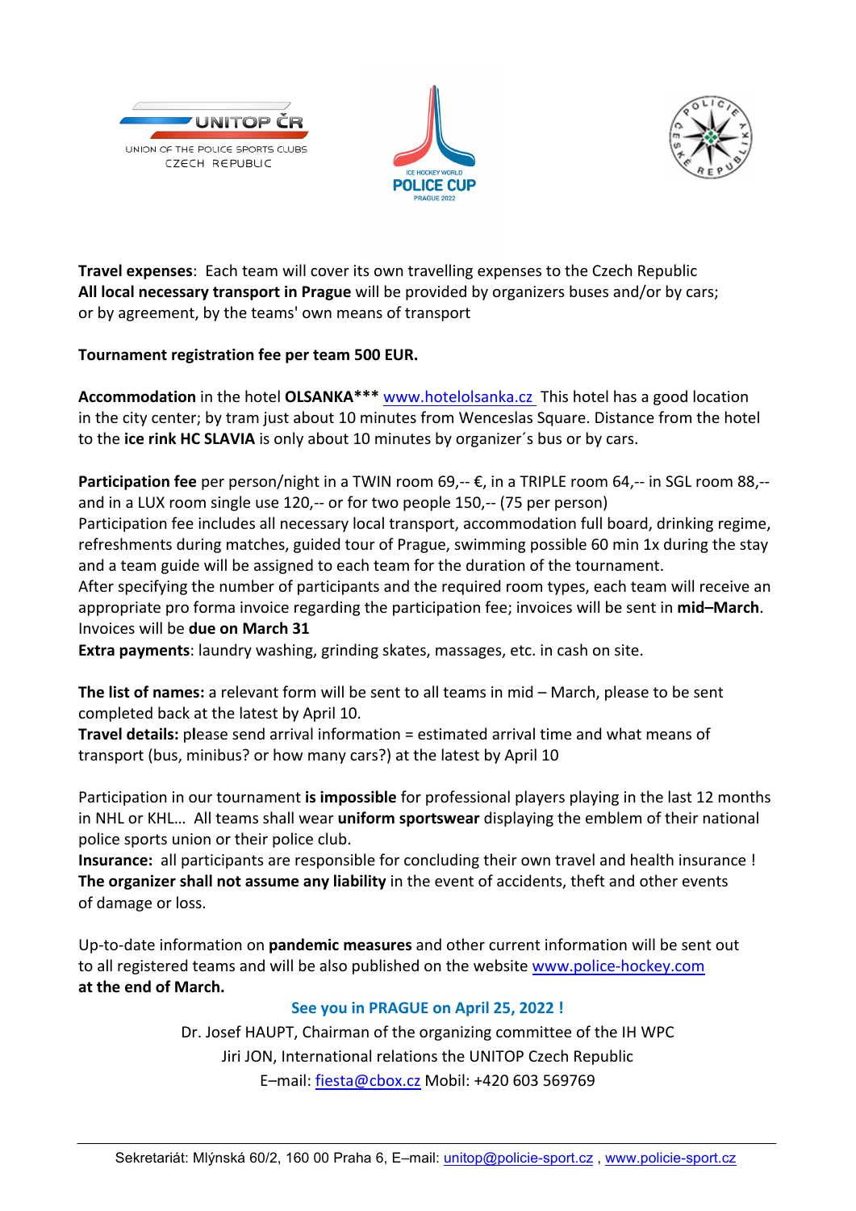UNITOP ČR
UNION OF THE POLICE SPORTS CLUBS
CZECH REPUBLIC

ICE HOCKEY WORLD
POLICE CUP
PRAGUE 2022

POLICIE ČESKÉ REPUBLIKY

**Travel expenses**: Each team will cover its own travelling expenses to the Czech Republic
**All local necessary transport in Prague** will be provided by organizers buses and/or by cars; or by agreement, by the teams' own means of transport

**Tournament registration fee per team 500 EUR.**

**Accommodation** in the hotel **OLSANKA***** [www.hotelolsanka.cz](http://www.hotelolsanka.cz) This hotel has a good location in the city center; by tram just about 10 minutes from Wenceslas Square. Distance from the hotel to the **ice rink HC SLAVIA** is only about 10 minutes by organizer´s bus or by cars.

**Participation fee** per person/night in a TWIN room 69,-- €, in a TRIPLE room 64,-- in SGL room 88,-- and in a LUX room single use 120,-- or for two people 150,-- (75 per person)
Participation fee includes all necessary local transport, accommodation full board, drinking regime, refreshments during matches, guided tour of Prague, swimming possible 60 min 1x during the stay and a team guide will be assigned to each team for the duration of the tournament.
After specifying the number of participants and the required room types, each team will receive an appropriate pro forma invoice regarding the participation fee; invoices will be sent in **mid–March**. Invoices will be **due on March 31**
**Extra payments**: laundry washing, grinding skates, massages, etc. in cash on site.

**The list of names:** a relevant form will be sent to all teams in mid – March, please to be sent completed back at the latest by April 10.
**Travel details:** p**l**ease send arrival information = estimated arrival time and what means of transport (bus, minibus? or how many cars?) at the latest by April 10

Participation in our tournament **is impossible** for professional players playing in the last 12 months in NHL or KHL… All teams shall wear **uniform sportswear** displaying the emblem of their national police sports union or their police club.
**Insurance:** all participants are responsible for concluding their own travel and health insurance !
**The organizer shall not assume any liability** in the event of accidents, theft and other events of damage or loss.

Up-to-date information on **pandemic measures** and other current information will be sent out to all registered teams and will be also published on the website [www.police-hockey.com](http://www.police-hockey.com) **at the end of March.**

**See you in PRAGUE on April 25, 2022 !**

Dr. Josef HAUPT, Chairman of the organizing committee of the IH WPC
Jiri JON, International relations the UNITOP Czech Republic
E–mail: fiesta@cbox.cz Mobil: +420 603 569769

Sekretariát: Mlýnská 60/2, 160 00 Praha 6, E–mail: unitop@policie-sport.cz , www.policie-sport.cz